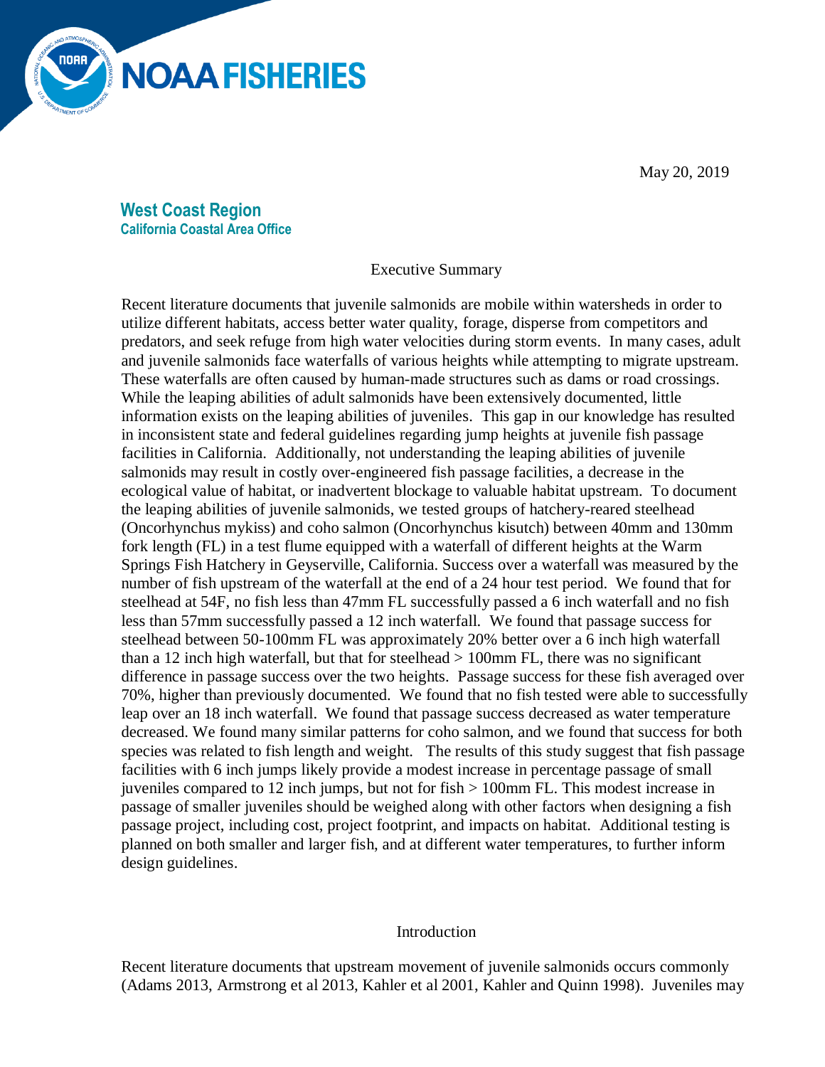NOAA FISHERIES

May 20, 2019

**West Coast Region**
**California Coastal Area Office**

## Executive Summary

Recent literature documents that juvenile salmonids are mobile within watersheds in order to utilize different habitats, access better water quality, forage, disperse from competitors and predators, and seek refuge from high water velocities during storm events. In many cases, adult and juvenile salmonids face waterfalls of various heights while attempting to migrate upstream. These waterfalls are often caused by human-made structures such as dams or road crossings. While the leaping abilities of adult salmonids have been extensively documented, little information exists on the leaping abilities of juveniles. This gap in our knowledge has resulted in inconsistent state and federal guidelines regarding jump heights at juvenile fish passage facilities in California. Additionally, not understanding the leaping abilities of juvenile salmonids may result in costly over-engineered fish passage facilities, a decrease in the ecological value of habitat, or inadvertent blockage to valuable habitat upstream. To document the leaping abilities of juvenile salmonids, we tested groups of hatchery-reared steelhead (Oncorhynchus mykiss) and coho salmon (Oncorhynchus kisutch) between 40mm and 130mm fork length (FL) in a test flume equipped with a waterfall of different heights at the Warm Springs Fish Hatchery in Geyserville, California. Success over a waterfall was measured by the number of fish upstream of the waterfall at the end of a 24 hour test period. We found that for steelhead at 54F, no fish less than 47mm FL successfully passed a 6 inch waterfall and no fish less than 57mm successfully passed a 12 inch waterfall. We found that passage success for steelhead between 50-100mm FL was approximately 20% better over a 6 inch high waterfall than a 12 inch high waterfall, but that for steelhead > 100mm FL, there was no significant difference in passage success over the two heights. Passage success for these fish averaged over 70%, higher than previously documented. We found that no fish tested were able to successfully leap over an 18 inch waterfall. We found that passage success decreased as water temperature decreased. We found many similar patterns for coho salmon, and we found that success for both species was related to fish length and weight. The results of this study suggest that fish passage facilities with 6 inch jumps likely provide a modest increase in percentage passage of small juveniles compared to 12 inch jumps, but not for fish > 100mm FL. This modest increase in passage of smaller juveniles should be weighed along with other factors when designing a fish passage project, including cost, project footprint, and impacts on habitat. Additional testing is planned on both smaller and larger fish, and at different water temperatures, to further inform design guidelines.

## Introduction

Recent literature documents that upstream movement of juvenile salmonids occurs commonly (Adams 2013, Armstrong et al 2013, Kahler et al 2001, Kahler and Quinn 1998). Juveniles may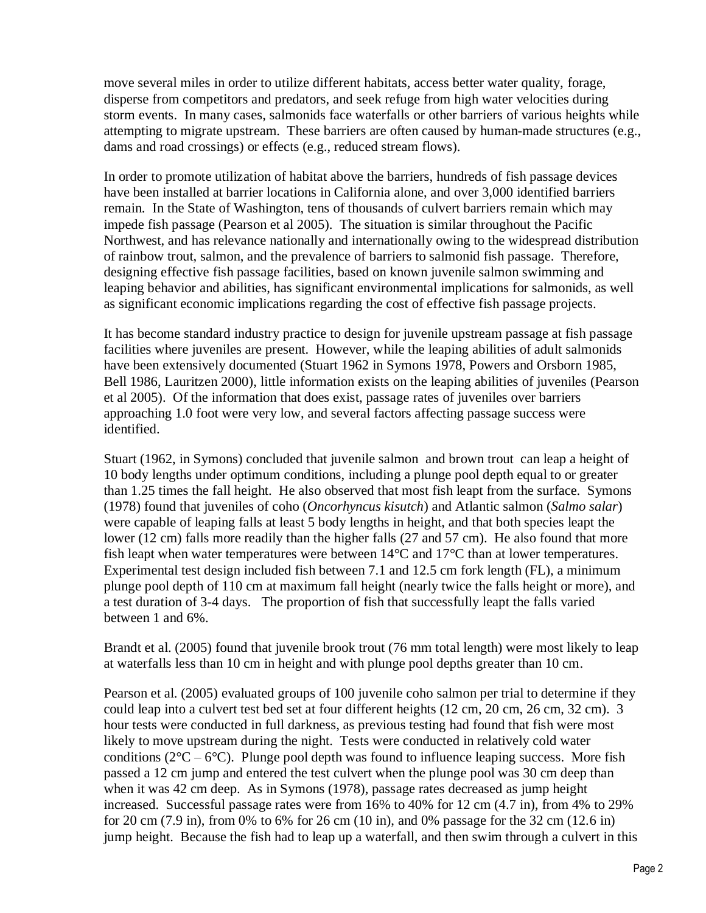move several miles in order to utilize different habitats, access better water quality, forage, disperse from competitors and predators, and seek refuge from high water velocities during storm events. In many cases, salmonids face waterfalls or other barriers of various heights while attempting to migrate upstream. These barriers are often caused by human-made structures (e.g., dams and road crossings) or effects (e.g., reduced stream flows).

In order to promote utilization of habitat above the barriers, hundreds of fish passage devices have been installed at barrier locations in California alone, and over 3,000 identified barriers remain. In the State of Washington, tens of thousands of culvert barriers remain which may impede fish passage (Pearson et al 2005). The situation is similar throughout the Pacific Northwest, and has relevance nationally and internationally owing to the widespread distribution of rainbow trout, salmon, and the prevalence of barriers to salmonid fish passage. Therefore, designing effective fish passage facilities, based on known juvenile salmon swimming and leaping behavior and abilities, has significant environmental implications for salmonids, as well as significant economic implications regarding the cost of effective fish passage projects.

It has become standard industry practice to design for juvenile upstream passage at fish passage facilities where juveniles are present. However, while the leaping abilities of adult salmonids have been extensively documented (Stuart 1962 in Symons 1978, Powers and Orsborn 1985, Bell 1986, Lauritzen 2000), little information exists on the leaping abilities of juveniles (Pearson et al 2005). Of the information that does exist, passage rates of juveniles over barriers approaching 1.0 foot were very low, and several factors affecting passage success were identified.

Stuart (1962, in Symons) concluded that juvenile salmon and brown trout can leap a height of 10 body lengths under optimum conditions, including a plunge pool depth equal to or greater than 1.25 times the fall height. He also observed that most fish leapt from the surface. Symons (1978) found that juveniles of coho (*Oncorhyncus kisutch*) and Atlantic salmon (*Salmo salar*) were capable of leaping falls at least 5 body lengths in height, and that both species leapt the lower (12 cm) falls more readily than the higher falls (27 and 57 cm). He also found that more fish leapt when water temperatures were between 14°C and 17°C than at lower temperatures. Experimental test design included fish between 7.1 and 12.5 cm fork length (FL), a minimum plunge pool depth of 110 cm at maximum fall height (nearly twice the falls height or more), and a test duration of 3-4 days. The proportion of fish that successfully leapt the falls varied between 1 and 6%.

Brandt et al. (2005) found that juvenile brook trout (76 mm total length) were most likely to leap at waterfalls less than 10 cm in height and with plunge pool depths greater than 10 cm.

Pearson et al. (2005) evaluated groups of 100 juvenile coho salmon per trial to determine if they could leap into a culvert test bed set at four different heights (12 cm, 20 cm, 26 cm, 32 cm). 3 hour tests were conducted in full darkness, as previous testing had found that fish were most likely to move upstream during the night. Tests were conducted in relatively cold water conditions (2°C – 6°C). Plunge pool depth was found to influence leaping success. More fish passed a 12 cm jump and entered the test culvert when the plunge pool was 30 cm deep than when it was 42 cm deep. As in Symons (1978), passage rates decreased as jump height increased. Successful passage rates were from 16% to 40% for 12 cm (4.7 in), from 4% to 29% for 20 cm (7.9 in), from 0% to 6% for 26 cm (10 in), and 0% passage for the 32 cm (12.6 in) jump height. Because the fish had to leap up a waterfall, and then swim through a culvert in this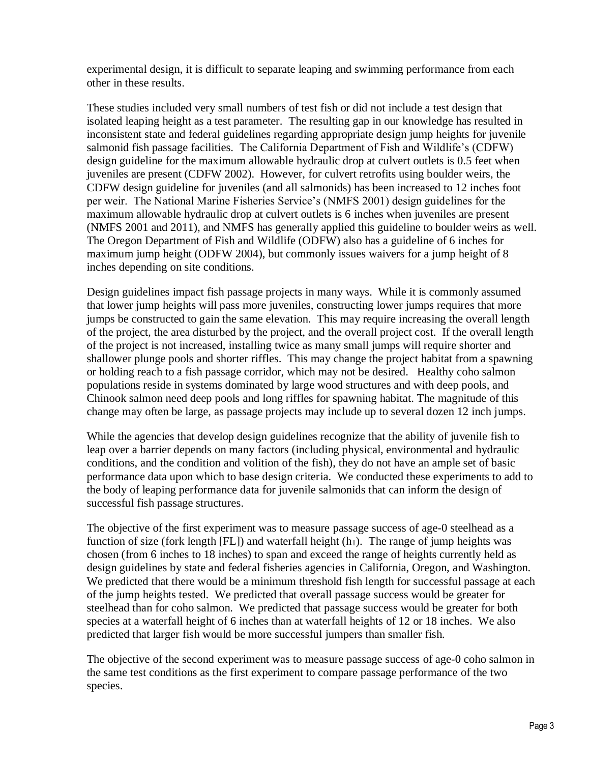experimental design, it is difficult to separate leaping and swimming performance from each other in these results.

These studies included very small numbers of test fish or did not include a test design that isolated leaping height as a test parameter. The resulting gap in our knowledge has resulted in inconsistent state and federal guidelines regarding appropriate design jump heights for juvenile salmonid fish passage facilities. The California Department of Fish and Wildlife's (CDFW) design guideline for the maximum allowable hydraulic drop at culvert outlets is 0.5 feet when juveniles are present (CDFW 2002). However, for culvert retrofits using boulder weirs, the CDFW design guideline for juveniles (and all salmonids) has been increased to 12 inches foot per weir. The National Marine Fisheries Service's (NMFS 2001) design guidelines for the maximum allowable hydraulic drop at culvert outlets is 6 inches when juveniles are present (NMFS 2001 and 2011), and NMFS has generally applied this guideline to boulder weirs as well. The Oregon Department of Fish and Wildlife (ODFW) also has a guideline of 6 inches for maximum jump height (ODFW 2004), but commonly issues waivers for a jump height of 8 inches depending on site conditions.

Design guidelines impact fish passage projects in many ways. While it is commonly assumed that lower jump heights will pass more juveniles, constructing lower jumps requires that more jumps be constructed to gain the same elevation. This may require increasing the overall length of the project, the area disturbed by the project, and the overall project cost. If the overall length of the project is not increased, installing twice as many small jumps will require shorter and shallower plunge pools and shorter riffles. This may change the project habitat from a spawning or holding reach to a fish passage corridor, which may not be desired. Healthy coho salmon populations reside in systems dominated by large wood structures and with deep pools, and Chinook salmon need deep pools and long riffles for spawning habitat. The magnitude of this change may often be large, as passage projects may include up to several dozen 12 inch jumps.

While the agencies that develop design guidelines recognize that the ability of juvenile fish to leap over a barrier depends on many factors (including physical, environmental and hydraulic conditions, and the condition and volition of the fish), they do not have an ample set of basic performance data upon which to base design criteria. We conducted these experiments to add to the body of leaping performance data for juvenile salmonids that can inform the design of successful fish passage structures.

The objective of the first experiment was to measure passage success of age-0 steelhead as a function of size (fork length [FL]) and waterfall height ($h_1$). The range of jump heights was chosen (from 6 inches to 18 inches) to span and exceed the range of heights currently held as design guidelines by state and federal fisheries agencies in California, Oregon, and Washington. We predicted that there would be a minimum threshold fish length for successful passage at each of the jump heights tested. We predicted that overall passage success would be greater for steelhead than for coho salmon. We predicted that passage success would be greater for both species at a waterfall height of 6 inches than at waterfall heights of 12 or 18 inches. We also predicted that larger fish would be more successful jumpers than smaller fish.

The objective of the second experiment was to measure passage success of age-0 coho salmon in the same test conditions as the first experiment to compare passage performance of the two species.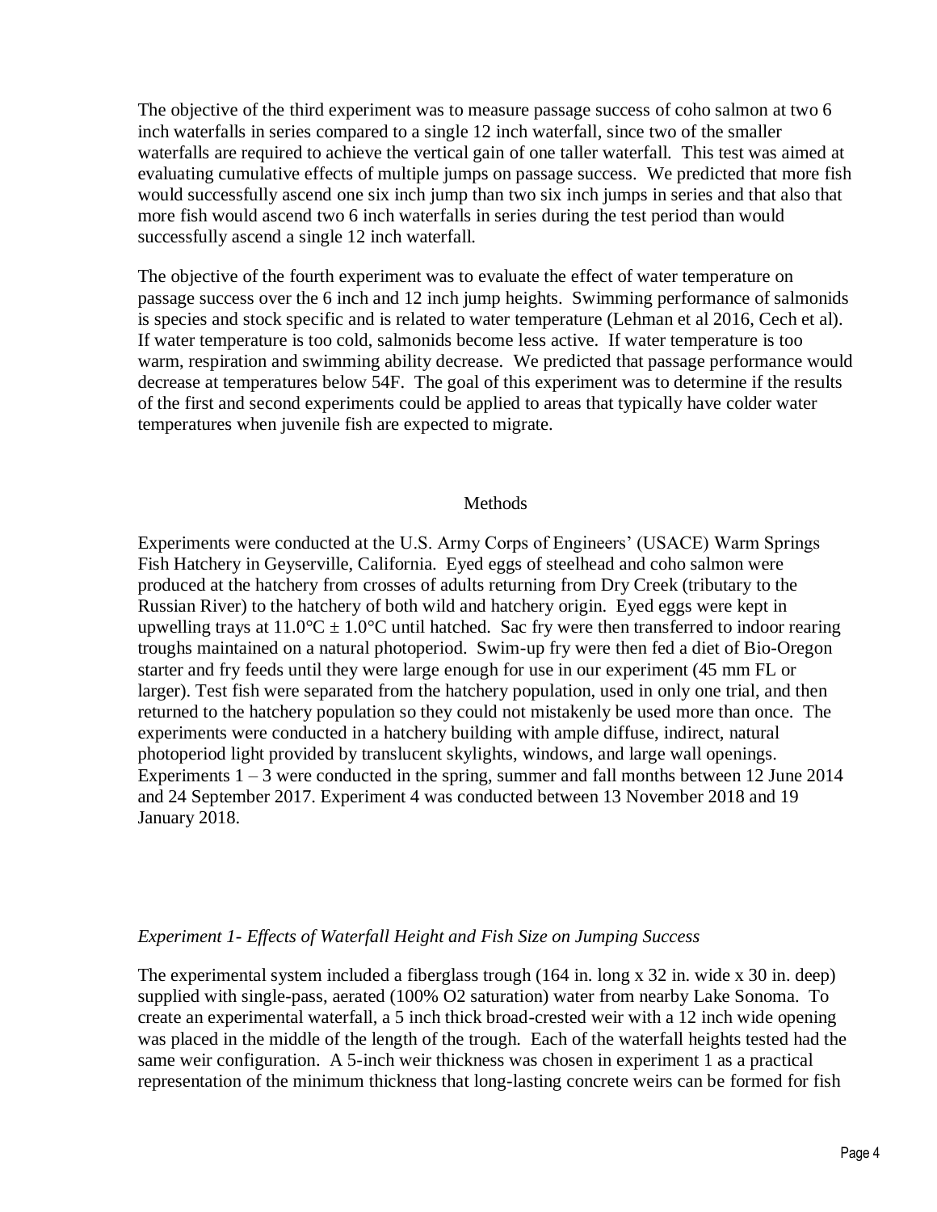The objective of the third experiment was to measure passage success of coho salmon at two 6 inch waterfalls in series compared to a single 12 inch waterfall, since two of the smaller waterfalls are required to achieve the vertical gain of one taller waterfall. This test was aimed at evaluating cumulative effects of multiple jumps on passage success. We predicted that more fish would successfully ascend one six inch jump than two six inch jumps in series and that also that more fish would ascend two 6 inch waterfalls in series during the test period than would successfully ascend a single 12 inch waterfall.

The objective of the fourth experiment was to evaluate the effect of water temperature on passage success over the 6 inch and 12 inch jump heights. Swimming performance of salmonids is species and stock specific and is related to water temperature (Lehman et al 2016, Cech et al). If water temperature is too cold, salmonids become less active. If water temperature is too warm, respiration and swimming ability decrease. We predicted that passage performance would decrease at temperatures below 54F. The goal of this experiment was to determine if the results of the first and second experiments could be applied to areas that typically have colder water temperatures when juvenile fish are expected to migrate.

## Methods

Experiments were conducted at the U.S. Army Corps of Engineers' (USACE) Warm Springs Fish Hatchery in Geyserville, California. Eyed eggs of steelhead and coho salmon were produced at the hatchery from crosses of adults returning from Dry Creek (tributary to the Russian River) to the hatchery of both wild and hatchery origin. Eyed eggs were kept in upwelling trays at 11.0°C ± 1.0°C until hatched. Sac fry were then transferred to indoor rearing troughs maintained on a natural photoperiod. Swim-up fry were then fed a diet of Bio-Oregon starter and fry feeds until they were large enough for use in our experiment (45 mm FL or larger). Test fish were separated from the hatchery population, used in only one trial, and then returned to the hatchery population so they could not mistakenly be used more than once. The experiments were conducted in a hatchery building with ample diffuse, indirect, natural photoperiod light provided by translucent skylights, windows, and large wall openings. Experiments 1 – 3 were conducted in the spring, summer and fall months between 12 June 2014 and 24 September 2017. Experiment 4 was conducted between 13 November 2018 and 19 January 2018.

### *Experiment 1- Effects of Waterfall Height and Fish Size on Jumping Success*

The experimental system included a fiberglass trough (164 in. long x 32 in. wide x 30 in. deep) supplied with single-pass, aerated (100% O2 saturation) water from nearby Lake Sonoma. To create an experimental waterfall, a 5 inch thick broad-crested weir with a 12 inch wide opening was placed in the middle of the length of the trough. Each of the waterfall heights tested had the same weir configuration. A 5-inch weir thickness was chosen in experiment 1 as a practical representation of the minimum thickness that long-lasting concrete weirs can be formed for fish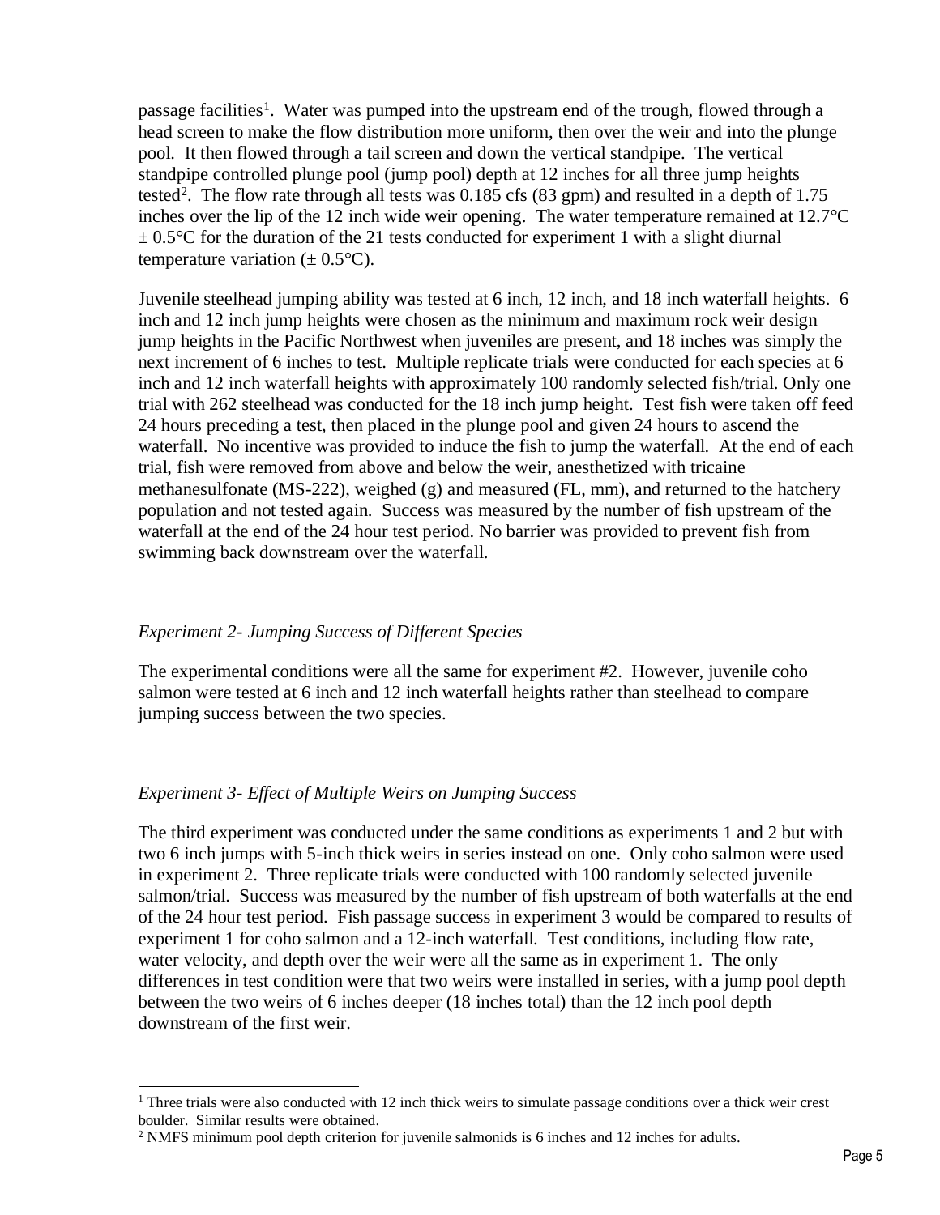passage facilities[1]. Water was pumped into the upstream end of the trough, flowed through a head screen to make the flow distribution more uniform, then over the weir and into the plunge pool. It then flowed through a tail screen and down the vertical standpipe. The vertical standpipe controlled plunge pool (jump pool) depth at 12 inches for all three jump heights tested[2]. The flow rate through all tests was 0.185 cfs (83 gpm) and resulted in a depth of 1.75 inches over the lip of the 12 inch wide weir opening. The water temperature remained at 12.7°C ± 0.5°C for the duration of the 21 tests conducted for experiment 1 with a slight diurnal temperature variation (± 0.5°C).

Juvenile steelhead jumping ability was tested at 6 inch, 12 inch, and 18 inch waterfall heights. 6 inch and 12 inch jump heights were chosen as the minimum and maximum rock weir design jump heights in the Pacific Northwest when juveniles are present, and 18 inches was simply the next increment of 6 inches to test. Multiple replicate trials were conducted for each species at 6 inch and 12 inch waterfall heights with approximately 100 randomly selected fish/trial. Only one trial with 262 steelhead was conducted for the 18 inch jump height. Test fish were taken off feed 24 hours preceding a test, then placed in the plunge pool and given 24 hours to ascend the waterfall. No incentive was provided to induce the fish to jump the waterfall. At the end of each trial, fish were removed from above and below the weir, anesthetized with tricaine methanesulfonate (MS-222), weighed (g) and measured (FL, mm), and returned to the hatchery population and not tested again. Success was measured by the number of fish upstream of the waterfall at the end of the 24 hour test period. No barrier was provided to prevent fish from swimming back downstream over the waterfall.

*Experiment 2- Jumping Success of Different Species*

The experimental conditions were all the same for experiment #2. However, juvenile coho salmon were tested at 6 inch and 12 inch waterfall heights rather than steelhead to compare jumping success between the two species.

*Experiment 3- Effect of Multiple Weirs on Jumping Success*

The third experiment was conducted under the same conditions as experiments 1 and 2 but with two 6 inch jumps with 5-inch thick weirs in series instead on one. Only coho salmon were used in experiment 2. Three replicate trials were conducted with 100 randomly selected juvenile salmon/trial. Success was measured by the number of fish upstream of both waterfalls at the end of the 24 hour test period. Fish passage success in experiment 3 would be compared to results of experiment 1 for coho salmon and a 12-inch waterfall. Test conditions, including flow rate, water velocity, and depth over the weir were all the same as in experiment 1. The only differences in test condition were that two weirs were installed in series, with a jump pool depth between the two weirs of 6 inches deeper (18 inches total) than the 12 inch pool depth downstream of the first weir.

---

[1] Three trials were also conducted with 12 inch thick weirs to simulate passage conditions over a thick weir crest boulder. Similar results were obtained.

[2] NMFS minimum pool depth criterion for juvenile salmonids is 6 inches and 12 inches for adults.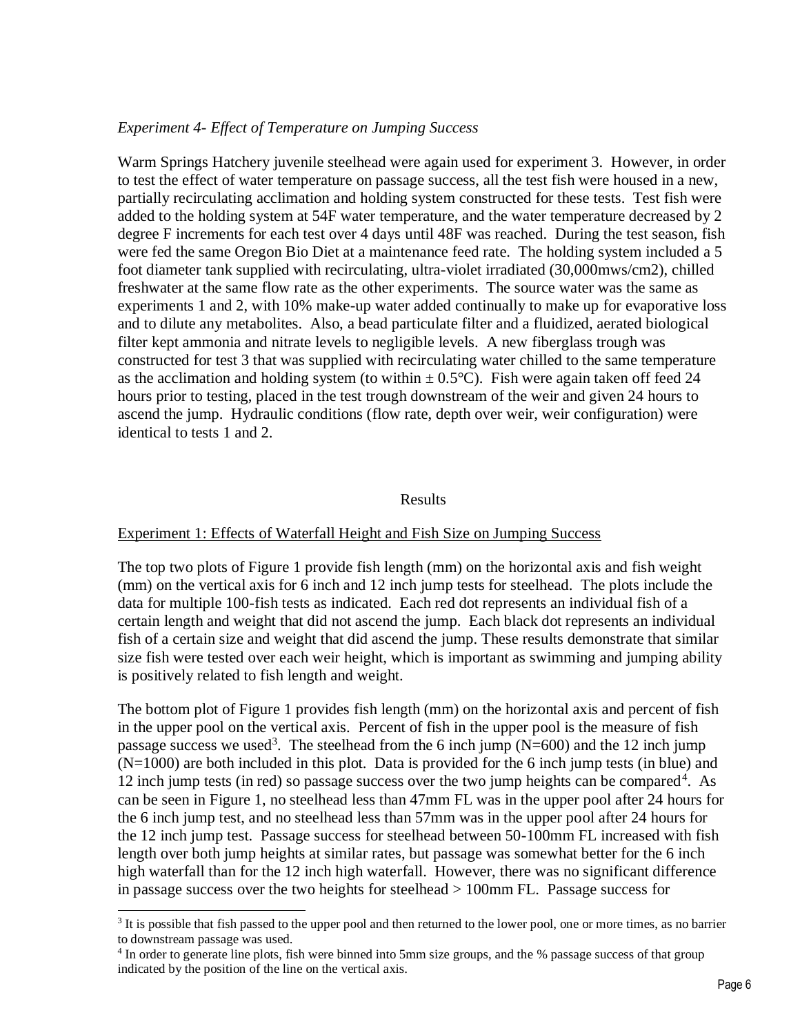*Experiment 4- Effect of Temperature on Jumping Success*

Warm Springs Hatchery juvenile steelhead were again used for experiment 3. However, in order to test the effect of water temperature on passage success, all the test fish were housed in a new, partially recirculating acclimation and holding system constructed for these tests. Test fish were added to the holding system at 54F water temperature, and the water temperature decreased by 2 degree F increments for each test over 4 days until 48F was reached. During the test season, fish were fed the same Oregon Bio Diet at a maintenance feed rate. The holding system included a 5 foot diameter tank supplied with recirculating, ultra-violet irradiated (30,000mws/cm2), chilled freshwater at the same flow rate as the other experiments. The source water was the same as experiments 1 and 2, with 10% make-up water added continually to make up for evaporative loss and to dilute any metabolites. Also, a bead particulate filter and a fluidized, aerated biological filter kept ammonia and nitrate levels to negligible levels. A new fiberglass trough was constructed for test 3 that was supplied with recirculating water chilled to the same temperature as the acclimation and holding system (to within ± 0.5°C). Fish were again taken off feed 24 hours prior to testing, placed in the test trough downstream of the weir and given 24 hours to ascend the jump. Hydraulic conditions (flow rate, depth over weir, weir configuration) were identical to tests 1 and 2.

## Results

### Experiment 1: Effects of Waterfall Height and Fish Size on Jumping Success

The top two plots of Figure 1 provide fish length (mm) on the horizontal axis and fish weight (mm) on the vertical axis for 6 inch and 12 inch jump tests for steelhead. The plots include the data for multiple 100-fish tests as indicated. Each red dot represents an individual fish of a certain length and weight that did not ascend the jump. Each black dot represents an individual fish of a certain size and weight that did ascend the jump. These results demonstrate that similar size fish were tested over each weir height, which is important as swimming and jumping ability is positively related to fish length and weight.

The bottom plot of Figure 1 provides fish length (mm) on the horizontal axis and percent of fish in the upper pool on the vertical axis. Percent of fish in the upper pool is the measure of fish passage success we used[3]. The steelhead from the 6 inch jump (N=600) and the 12 inch jump (N=1000) are both included in this plot. Data is provided for the 6 inch jump tests (in blue) and 12 inch jump tests (in red) so passage success over the two jump heights can be compared[4]. As can be seen in Figure 1, no steelhead less than 47mm FL was in the upper pool after 24 hours for the 6 inch jump test, and no steelhead less than 57mm was in the upper pool after 24 hours for the 12 inch jump test. Passage success for steelhead between 50-100mm FL increased with fish length over both jump heights at similar rates, but passage was somewhat better for the 6 inch high waterfall than for the 12 inch high waterfall. However, there was no significant difference in passage success over the two heights for steelhead > 100mm FL. Passage success for

[3] It is possible that fish passed to the upper pool and then returned to the lower pool, one or more times, as no barrier to downstream passage was used.

[4] In order to generate line plots, fish were binned into 5mm size groups, and the % passage success of that group indicated by the position of the line on the vertical axis.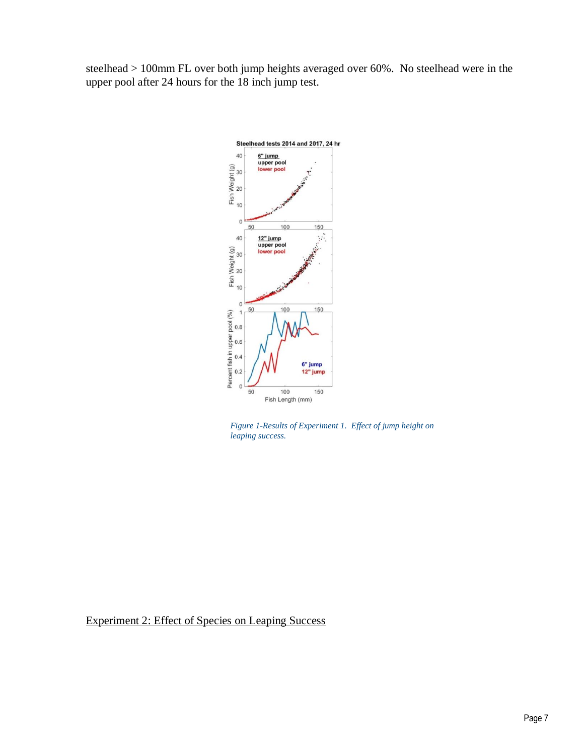steelhead > 100mm FL over both jump heights averaged over 60%.  No steelhead were in the upper pool after 24 hours for the 18 inch jump test.

*Figure 1-Results of Experiment 1.  Effect of jump height on leaping success.*

## Experiment 2: Effect of Species on Leaping Success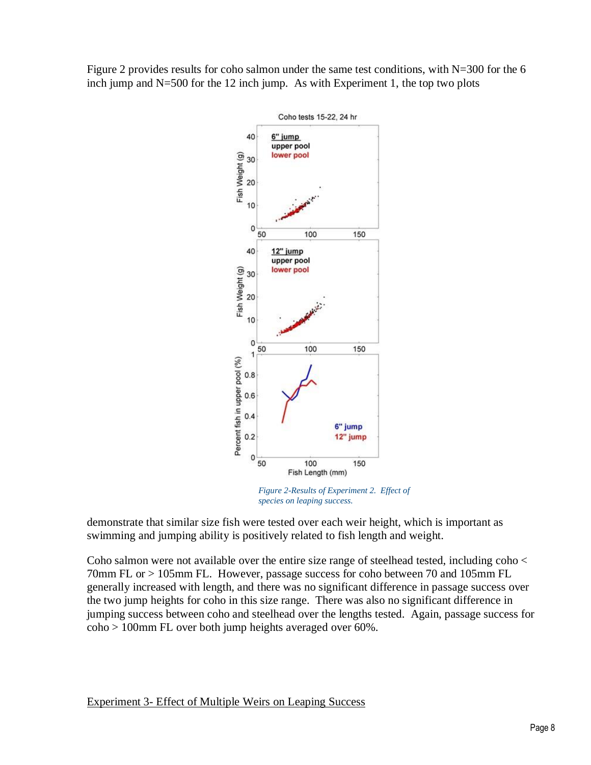Figure 2 provides results for coho salmon under the same test conditions, with N=300 for the 6 inch jump and N=500 for the 12 inch jump. As with Experiment 1, the top two plots

*Figure 2-Results of Experiment 2. Effect of species on leaping success.*

demonstrate that similar size fish were tested over each weir height, which is important as swimming and jumping ability is positively related to fish length and weight.

Coho salmon were not available over the entire size range of steelhead tested, including coho < 70mm FL or > 105mm FL. However, passage success for coho between 70 and 105mm FL generally increased with length, and there was no significant difference in passage success over the two jump heights for coho in this size range. There was also no significant difference in jumping success between coho and steelhead over the lengths tested. Again, passage success for coho > 100mm FL over both jump heights averaged over 60%.

## Experiment 3- Effect of Multiple Weirs on Leaping Success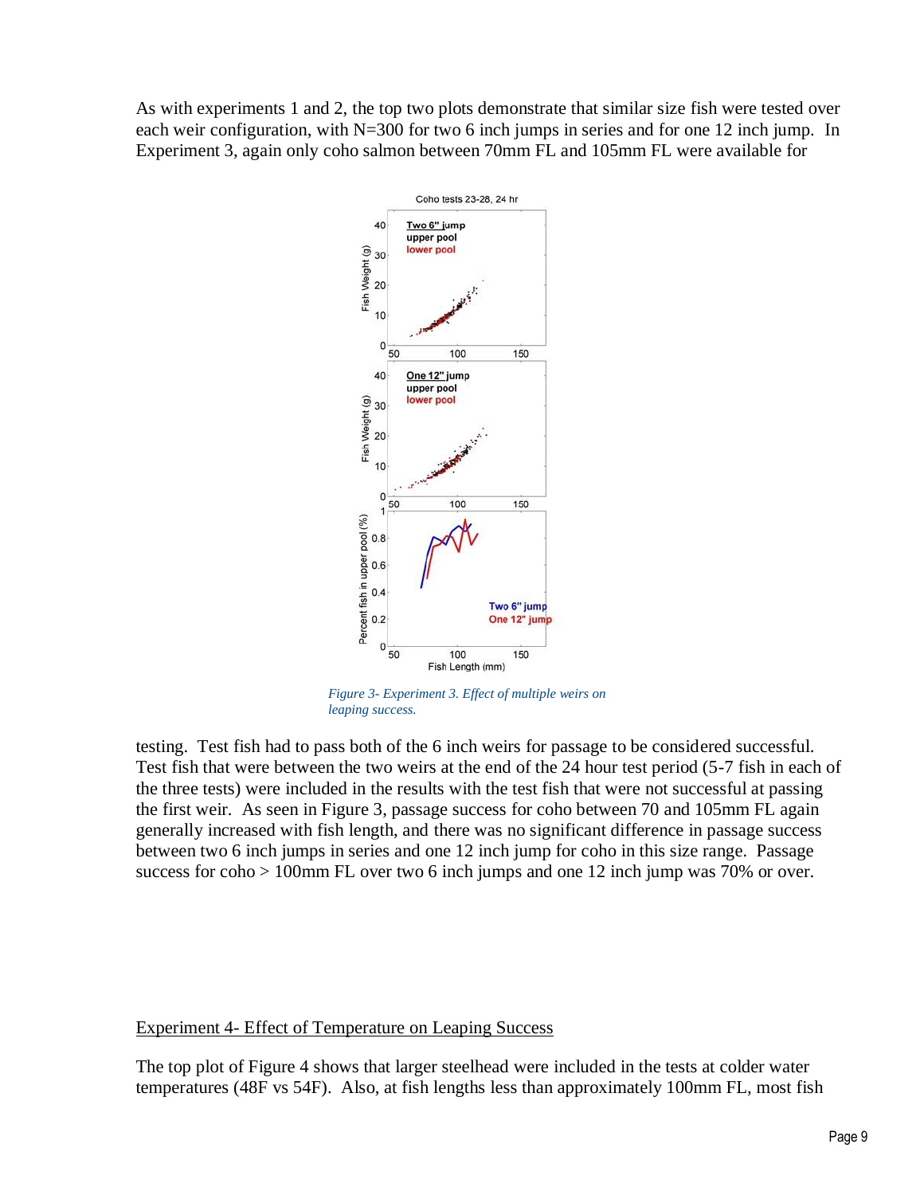As with experiments 1 and 2, the top two plots demonstrate that similar size fish were tested over each weir configuration, with N=300 for two 6 inch jumps in series and for one 12 inch jump. In Experiment 3, again only coho salmon between 70mm FL and 105mm FL were available for

*Figure 3- Experiment 3. Effect of multiple weirs on leaping success.*

testing. Test fish had to pass both of the 6 inch weirs for passage to be considered successful. Test fish that were between the two weirs at the end of the 24 hour test period (5-7 fish in each of the three tests) were included in the results with the test fish that were not successful at passing the first weir. As seen in Figure 3, passage success for coho between 70 and 105mm FL again generally increased with fish length, and there was no significant difference in passage success between two 6 inch jumps in series and one 12 inch jump for coho in this size range. Passage success for coho > 100mm FL over two 6 inch jumps and one 12 inch jump was 70% or over.

## Experiment 4- Effect of Temperature on Leaping Success

The top plot of Figure 4 shows that larger steelhead were included in the tests at colder water temperatures (48F vs 54F). Also, at fish lengths less than approximately 100mm FL, most fish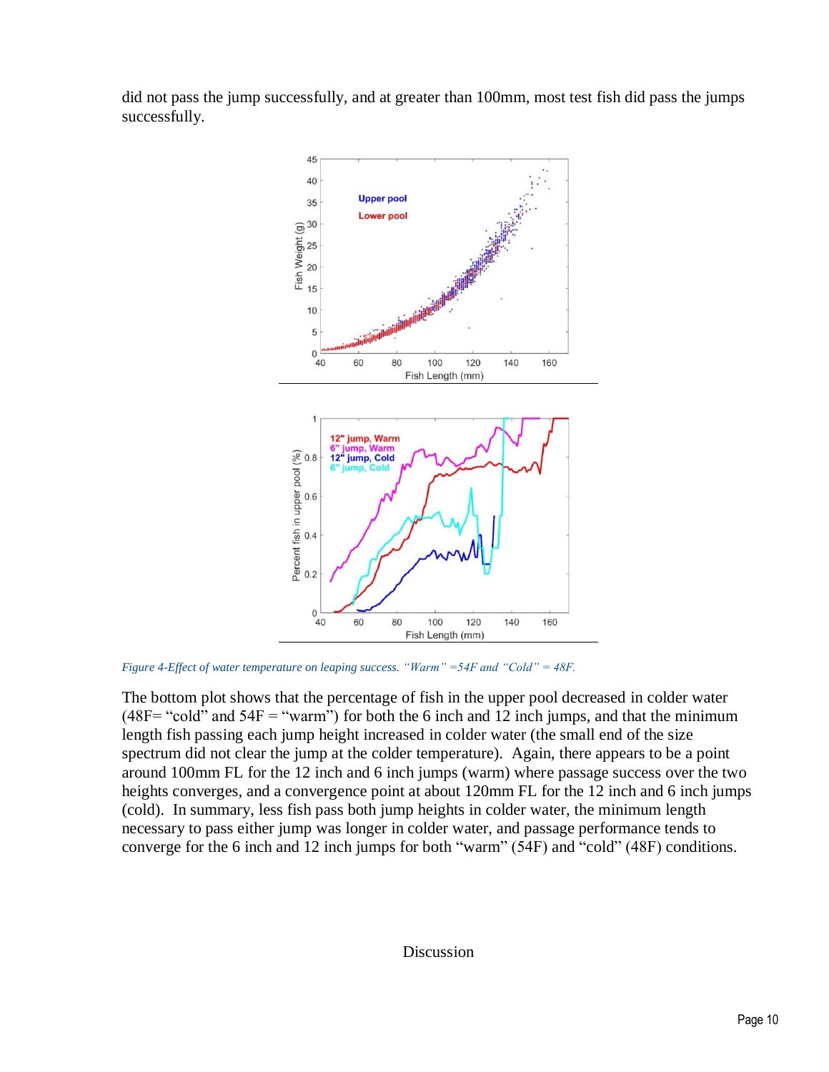did not pass the jump successfully, and at greater than 100mm, most test fish did pass the jumps successfully.

*Figure 4-Effect of water temperature on leaping success. "Warm" =54F and "Cold" = 48F.*

The bottom plot shows that the percentage of fish in the upper pool decreased in colder water (48F= "cold" and 54F = "warm") for both the 6 inch and 12 inch jumps, and that the minimum length fish passing each jump height increased in colder water (the small end of the size spectrum did not clear the jump at the colder temperature). Again, there appears to be a point around 100mm FL for the 12 inch and 6 inch jumps (warm) where passage success over the two heights converges, and a convergence point at about 120mm FL for the 12 inch and 6 inch jumps (cold). In summary, less fish pass both jump heights in colder water, the minimum length necessary to pass either jump was longer in colder water, and passage performance tends to converge for the 6 inch and 12 inch jumps for both "warm" (54F) and "cold" (48F) conditions.

## Discussion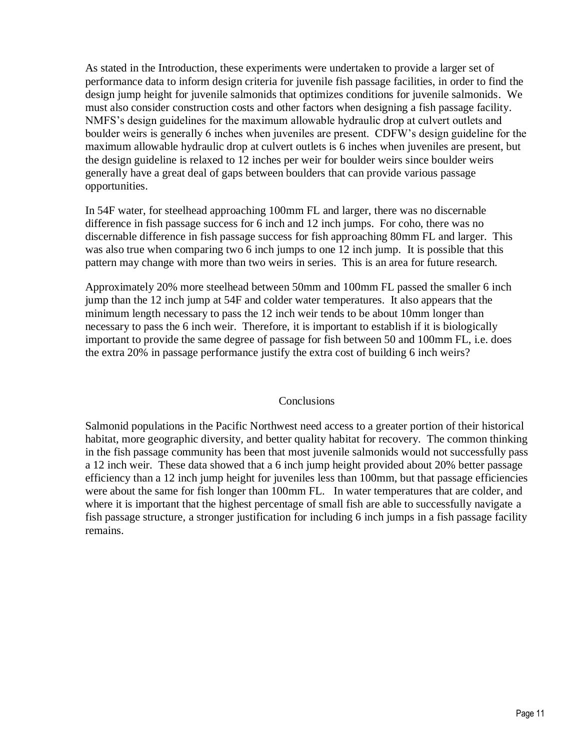As stated in the Introduction, these experiments were undertaken to provide a larger set of performance data to inform design criteria for juvenile fish passage facilities, in order to find the design jump height for juvenile salmonids that optimizes conditions for juvenile salmonids. We must also consider construction costs and other factors when designing a fish passage facility. NMFS's design guidelines for the maximum allowable hydraulic drop at culvert outlets and boulder weirs is generally 6 inches when juveniles are present. CDFW's design guideline for the maximum allowable hydraulic drop at culvert outlets is 6 inches when juveniles are present, but the design guideline is relaxed to 12 inches per weir for boulder weirs since boulder weirs generally have a great deal of gaps between boulders that can provide various passage opportunities.

In 54F water, for steelhead approaching 100mm FL and larger, there was no discernable difference in fish passage success for 6 inch and 12 inch jumps. For coho, there was no discernable difference in fish passage success for fish approaching 80mm FL and larger. This was also true when comparing two 6 inch jumps to one 12 inch jump. It is possible that this pattern may change with more than two weirs in series. This is an area for future research.

Approximately 20% more steelhead between 50mm and 100mm FL passed the smaller 6 inch jump than the 12 inch jump at 54F and colder water temperatures. It also appears that the minimum length necessary to pass the 12 inch weir tends to be about 10mm longer than necessary to pass the 6 inch weir. Therefore, it is important to establish if it is biologically important to provide the same degree of passage for fish between 50 and 100mm FL, i.e. does the extra 20% in passage performance justify the extra cost of building 6 inch weirs?

## Conclusions

Salmonid populations in the Pacific Northwest need access to a greater portion of their historical habitat, more geographic diversity, and better quality habitat for recovery. The common thinking in the fish passage community has been that most juvenile salmonids would not successfully pass a 12 inch weir. These data showed that a 6 inch jump height provided about 20% better passage efficiency than a 12 inch jump height for juveniles less than 100mm, but that passage efficiencies were about the same for fish longer than 100mm FL. In water temperatures that are colder, and where it is important that the highest percentage of small fish are able to successfully navigate a fish passage structure, a stronger justification for including 6 inch jumps in a fish passage facility remains.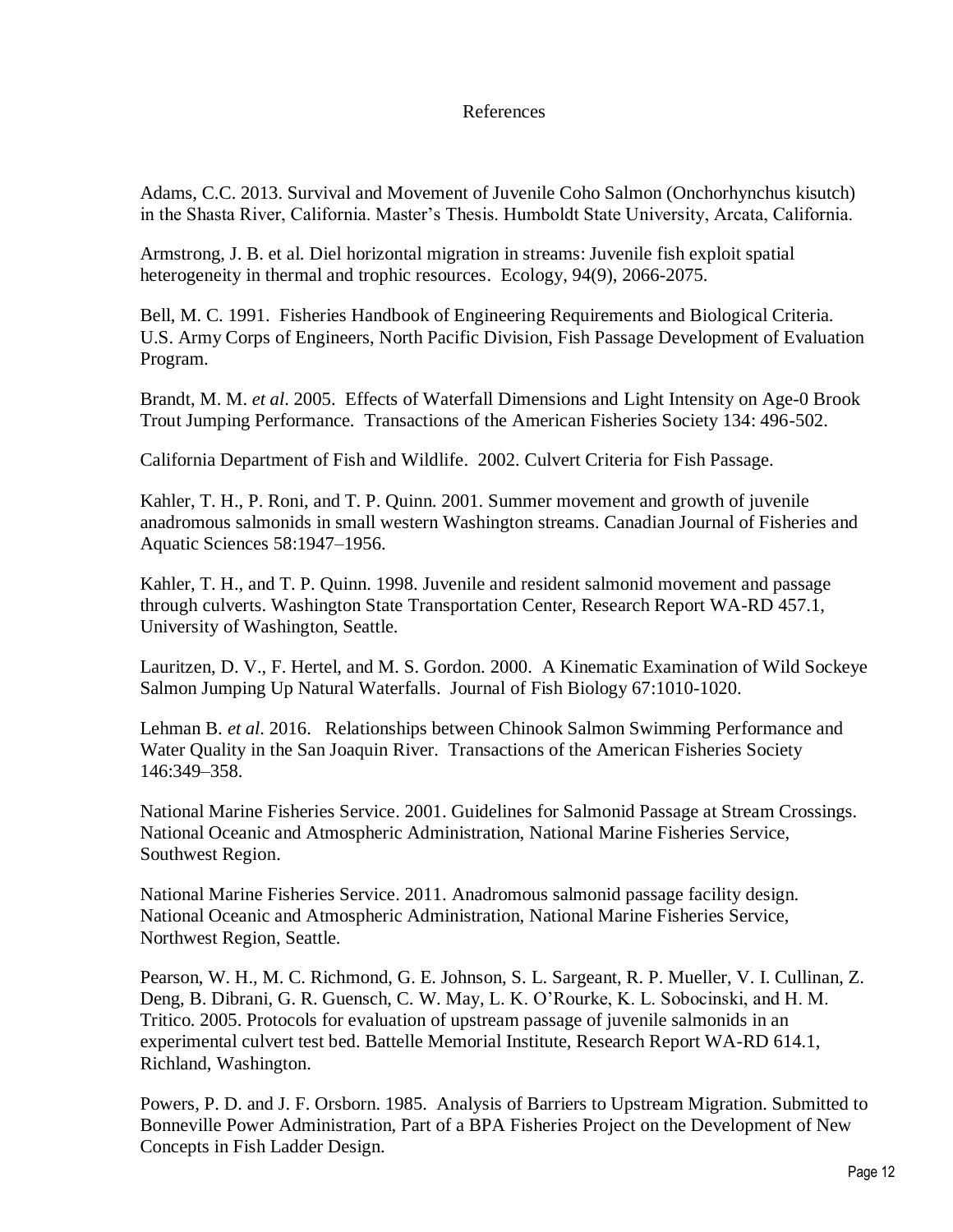# References

Adams, C.C. 2013. Survival and Movement of Juvenile Coho Salmon (Onchorhynchus kisutch) in the Shasta River, California. Master's Thesis. Humboldt State University, Arcata, California.

Armstrong, J. B. et al. Diel horizontal migration in streams: Juvenile fish exploit spatial heterogeneity in thermal and trophic resources. Ecology, 94(9), 2066-2075.

Bell, M. C. 1991. Fisheries Handbook of Engineering Requirements and Biological Criteria. U.S. Army Corps of Engineers, North Pacific Division, Fish Passage Development of Evaluation Program.

Brandt, M. M. *et al*. 2005. Effects of Waterfall Dimensions and Light Intensity on Age-0 Brook Trout Jumping Performance. Transactions of the American Fisheries Society 134: 496-502.

California Department of Fish and Wildlife. 2002. Culvert Criteria for Fish Passage.

Kahler, T. H., P. Roni, and T. P. Quinn. 2001. Summer movement and growth of juvenile anadromous salmonids in small western Washington streams. Canadian Journal of Fisheries and Aquatic Sciences 58:1947–1956.

Kahler, T. H., and T. P. Quinn. 1998. Juvenile and resident salmonid movement and passage through culverts. Washington State Transportation Center, Research Report WA-RD 457.1, University of Washington, Seattle.

Lauritzen, D. V., F. Hertel, and M. S. Gordon. 2000. A Kinematic Examination of Wild Sockeye Salmon Jumping Up Natural Waterfalls. Journal of Fish Biology 67:1010-1020.

Lehman B. *et al*. 2016. Relationships between Chinook Salmon Swimming Performance and Water Quality in the San Joaquin River. Transactions of the American Fisheries Society 146:349–358.

National Marine Fisheries Service. 2001. Guidelines for Salmonid Passage at Stream Crossings. National Oceanic and Atmospheric Administration, National Marine Fisheries Service, Southwest Region.

National Marine Fisheries Service. 2011. Anadromous salmonid passage facility design. National Oceanic and Atmospheric Administration, National Marine Fisheries Service, Northwest Region, Seattle.

Pearson, W. H., M. C. Richmond, G. E. Johnson, S. L. Sargeant, R. P. Mueller, V. I. Cullinan, Z. Deng, B. Dibrani, G. R. Guensch, C. W. May, L. K. O'Rourke, K. L. Sobocinski, and H. M. Tritico. 2005. Protocols for evaluation of upstream passage of juvenile salmonids in an experimental culvert test bed. Battelle Memorial Institute, Research Report WA-RD 614.1, Richland, Washington.

Powers, P. D. and J. F. Orsborn. 1985. Analysis of Barriers to Upstream Migration. Submitted to Bonneville Power Administration, Part of a BPA Fisheries Project on the Development of New Concepts in Fish Ladder Design.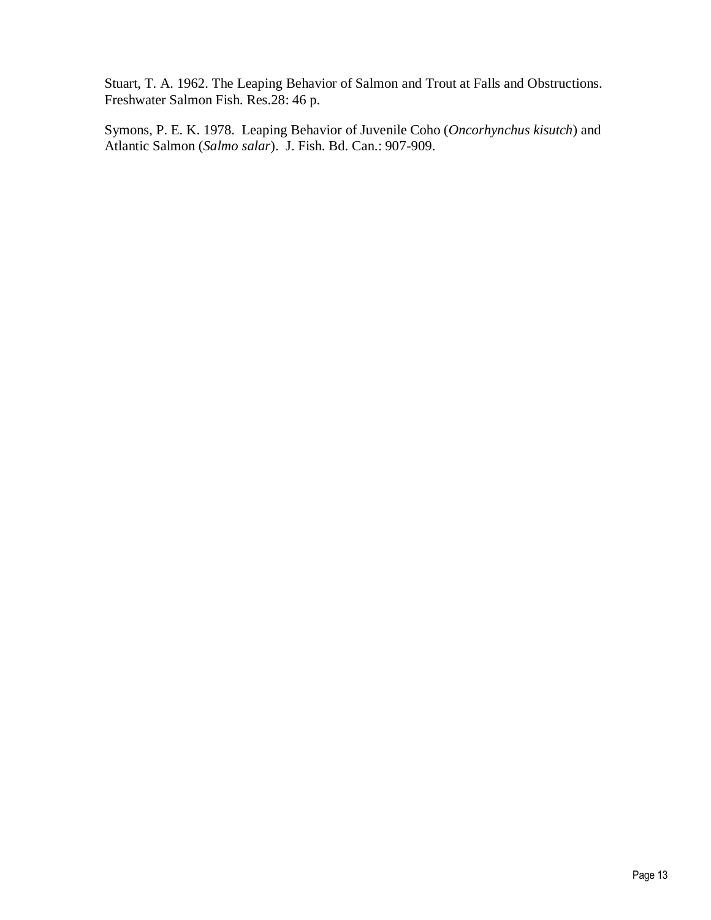Stuart, T. A. 1962. The Leaping Behavior of Salmon and Trout at Falls and Obstructions. Freshwater Salmon Fish. Res.28: 46 p.

Symons, P. E. K. 1978. Leaping Behavior of Juvenile Coho (*Oncorhynchus kisutch*) and Atlantic Salmon (*Salmo salar*). J. Fish. Bd. Can.: 907-909.